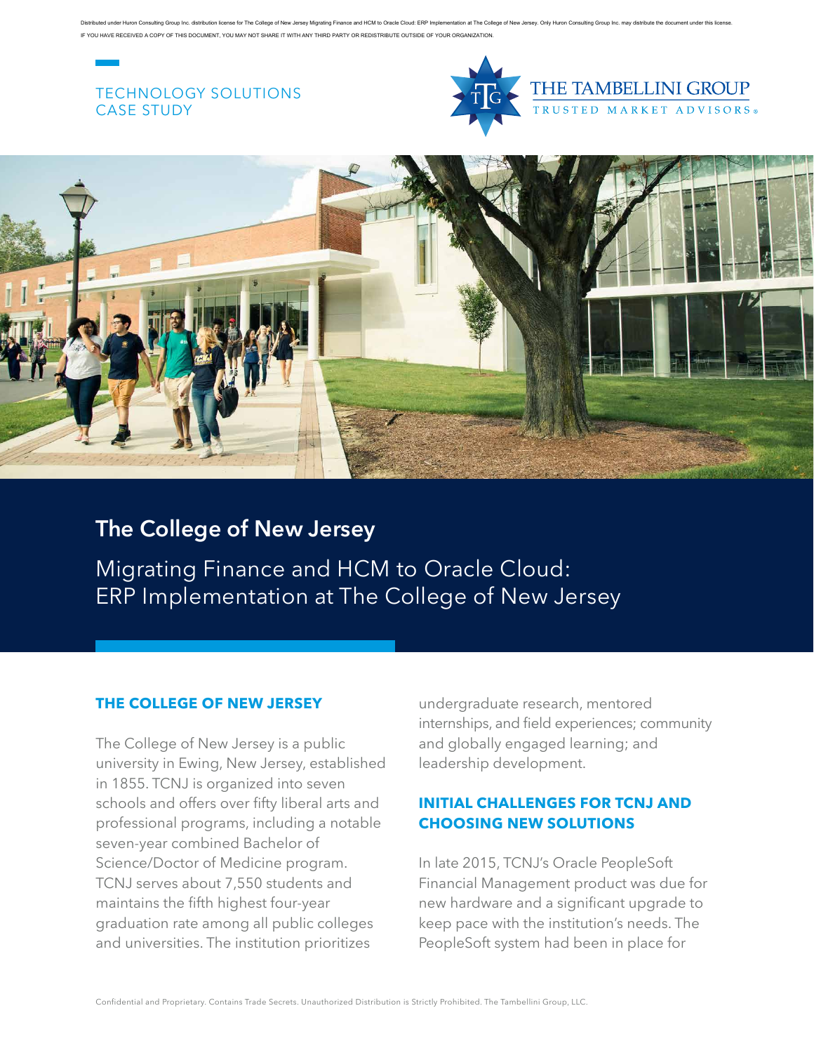TECHNOLOGY SOLUTIONS
CASE STUDY

# The College of New Jersey

## Migrating Finance and HCM to Oracle Cloud: ERP Implementation at The College of New Jersey

### THE COLLEGE OF NEW JERSEY

The College of New Jersey is a public university in Ewing, New Jersey, established in 1855. TCNJ is organized into seven schools and offers over fifty liberal arts and professional programs, including a notable seven-year combined Bachelor of Science/Doctor of Medicine program. TCNJ serves about 7,550 students and maintains the fifth highest four-year graduation rate among all public colleges and universities. The institution prioritizes undergraduate research, mentored internships, and field experiences; community and globally engaged learning; and leadership development.

### INITIAL CHALLENGES FOR TCNJ AND CHOOSING NEW SOLUTIONS

In late 2015, TCNJ's Oracle PeopleSoft Financial Management product was due for new hardware and a significant upgrade to keep pace with the institution's needs. The PeopleSoft system had been in place for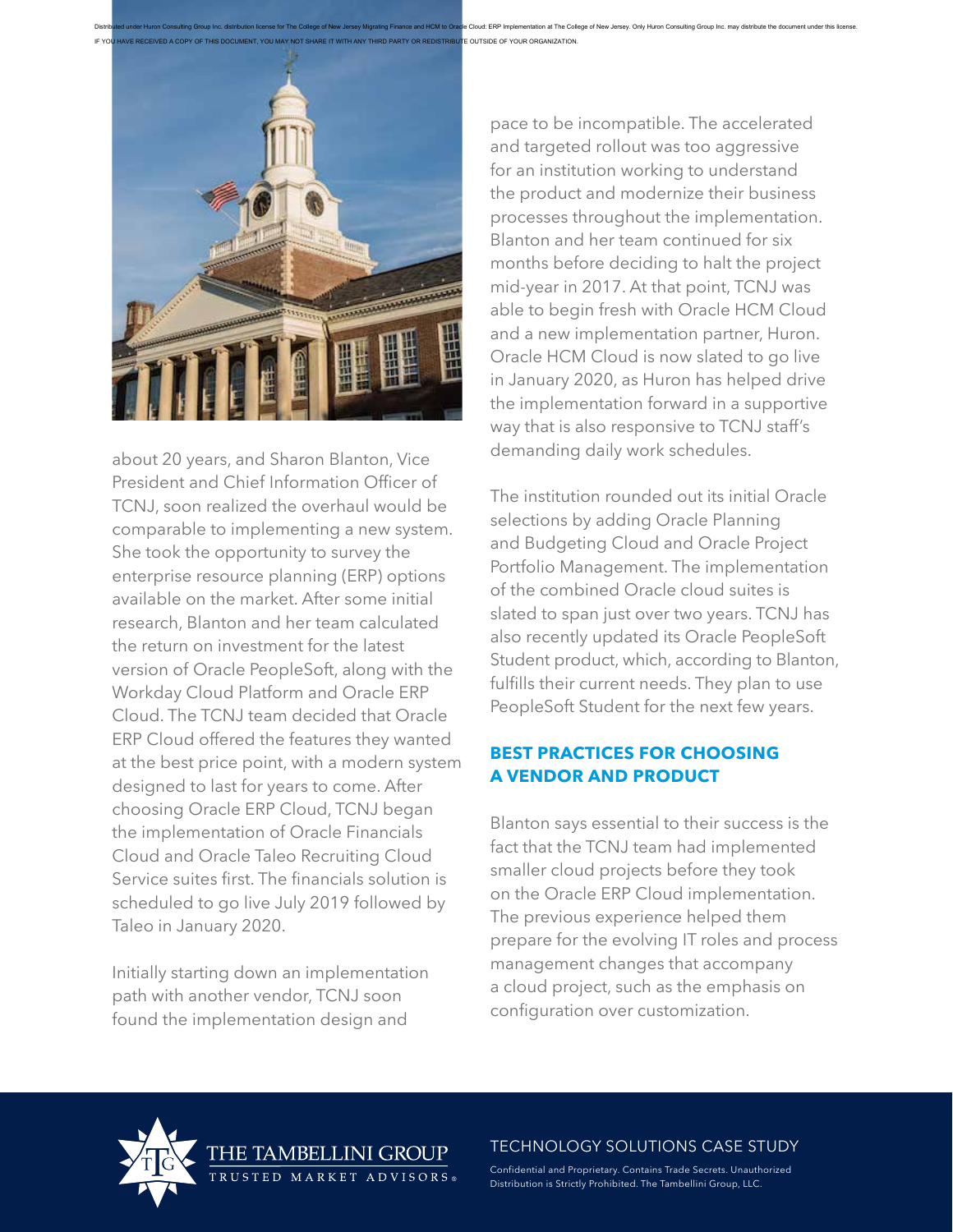about 20 years, and Sharon Blanton, Vice President and Chief Information Officer of TCNJ, soon realized the overhaul would be comparable to implementing a new system. She took the opportunity to survey the enterprise resource planning (ERP) options available on the market. After some initial research, Blanton and her team calculated the return on investment for the latest version of Oracle PeopleSoft, along with the Workday Cloud Platform and Oracle ERP Cloud. The TCNJ team decided that Oracle ERP Cloud offered the features they wanted at the best price point, with a modern system designed to last for years to come. After choosing Oracle ERP Cloud, TCNJ began the implementation of Oracle Financials Cloud and Oracle Taleo Recruiting Cloud Service suites first. The financials solution is scheduled to go live July 2019 followed by Taleo in January 2020.

Initially starting down an implementation path with another vendor, TCNJ soon found the implementation design and pace to be incompatible. The accelerated and targeted rollout was too aggressive for an institution working to understand the product and modernize their business processes throughout the implementation. Blanton and her team continued for six months before deciding to halt the project mid-year in 2017. At that point, TCNJ was able to begin fresh with Oracle HCM Cloud and a new implementation partner, Huron. Oracle HCM Cloud is now slated to go live in January 2020, as Huron has helped drive the implementation forward in a supportive way that is also responsive to TCNJ staff's demanding daily work schedules.

The institution rounded out its initial Oracle selections by adding Oracle Planning and Budgeting Cloud and Oracle Project Portfolio Management. The implementation of the combined Oracle cloud suites is slated to span just over two years. TCNJ has also recently updated its Oracle PeopleSoft Student product, which, according to Blanton, fulfills their current needs. They plan to use PeopleSoft Student for the next few years.

## BEST PRACTICES FOR CHOOSING A VENDOR AND PRODUCT

Blanton says essential to their success is the fact that the TCNJ team had implemented smaller cloud projects before they took on the Oracle ERP Cloud implementation. The previous experience helped them prepare for the evolving IT roles and process management changes that accompany a cloud project, such as the emphasis on configuration over customization.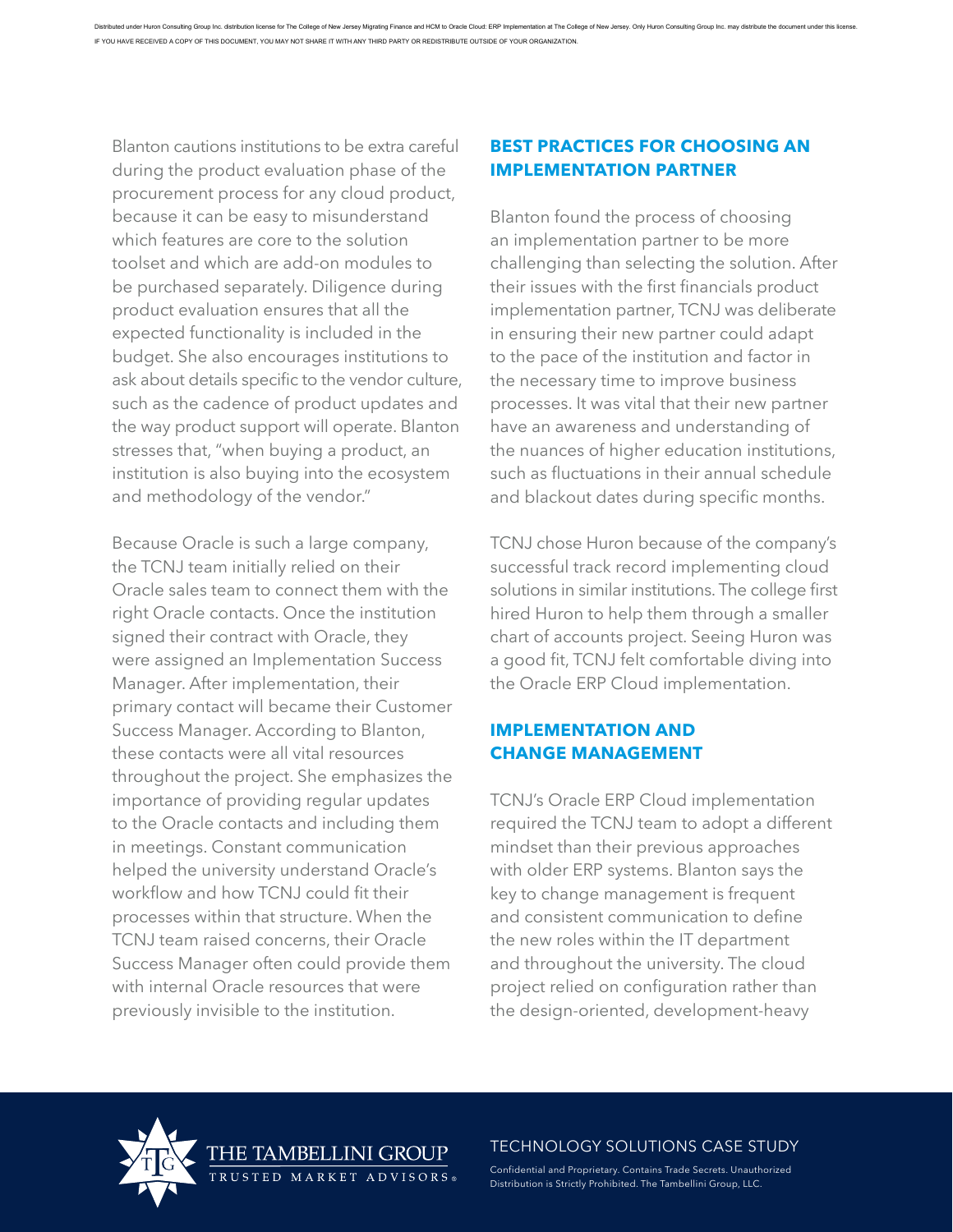Blanton cautions institutions to be extra careful during the product evaluation phase of the procurement process for any cloud product, because it can be easy to misunderstand which features are core to the solution toolset and which are add-on modules to be purchased separately. Diligence during product evaluation ensures that all the expected functionality is included in the budget. She also encourages institutions to ask about details specific to the vendor culture, such as the cadence of product updates and the way product support will operate. Blanton stresses that, "when buying a product, an institution is also buying into the ecosystem and methodology of the vendor."

Because Oracle is such a large company, the TCNJ team initially relied on their Oracle sales team to connect them with the right Oracle contacts. Once the institution signed their contract with Oracle, they were assigned an Implementation Success Manager. After implementation, their primary contact will became their Customer Success Manager. According to Blanton, these contacts were all vital resources throughout the project. She emphasizes the importance of providing regular updates to the Oracle contacts and including them in meetings. Constant communication helped the university understand Oracle's workflow and how TCNJ could fit their processes within that structure. When the TCNJ team raised concerns, their Oracle Success Manager often could provide them with internal Oracle resources that were previously invisible to the institution.

## BEST PRACTICES FOR CHOOSING AN IMPLEMENTATION PARTNER

Blanton found the process of choosing an implementation partner to be more challenging than selecting the solution. After their issues with the first financials product implementation partner, TCNJ was deliberate in ensuring their new partner could adapt to the pace of the institution and factor in the necessary time to improve business processes. It was vital that their new partner have an awareness and understanding of the nuances of higher education institutions, such as fluctuations in their annual schedule and blackout dates during specific months.

TCNJ chose Huron because of the company's successful track record implementing cloud solutions in similar institutions. The college first hired Huron to help them through a smaller chart of accounts project. Seeing Huron was a good fit, TCNJ felt comfortable diving into the Oracle ERP Cloud implementation.

## IMPLEMENTATION AND CHANGE MANAGEMENT

TCNJ's Oracle ERP Cloud implementation required the TCNJ team to adopt a different mindset than their previous approaches with older ERP systems. Blanton says the key to change management is frequent and consistent communication to define the new roles within the IT department and throughout the university. The cloud project relied on configuration rather than the design-oriented, development-heavy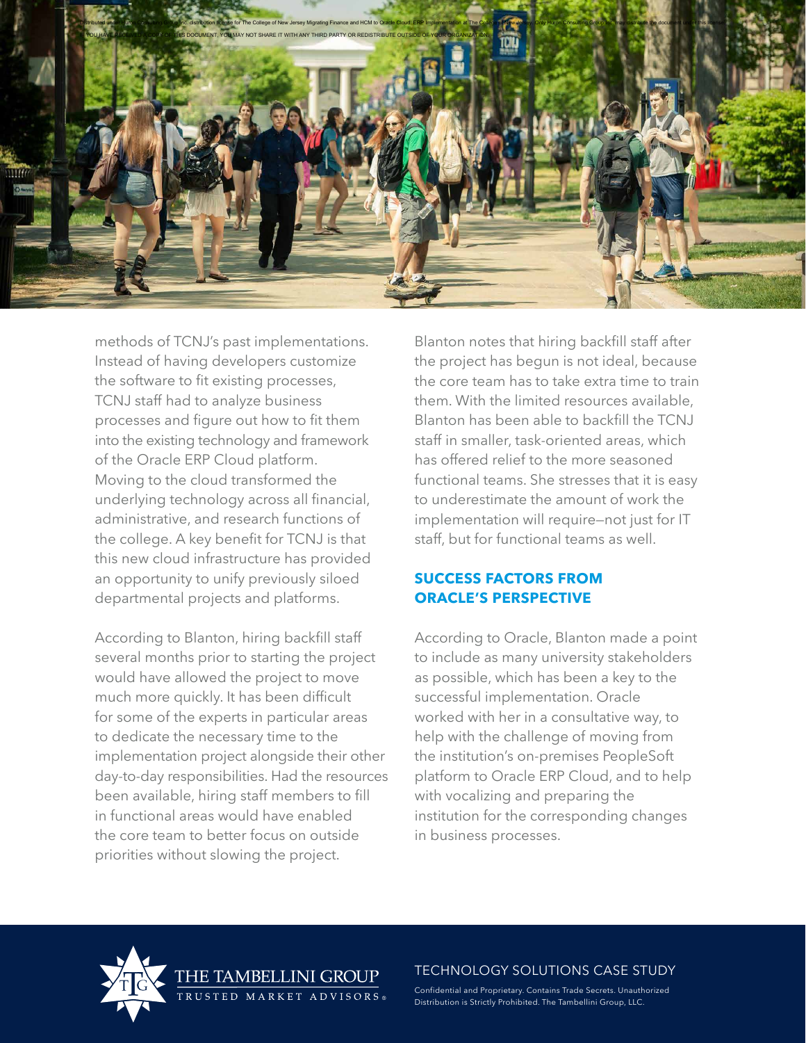methods of TCNJ's past implementations. Instead of having developers customize the software to fit existing processes, TCNJ staff had to analyze business processes and figure out how to fit them into the existing technology and framework of the Oracle ERP Cloud platform. Moving to the cloud transformed the underlying technology across all financial, administrative, and research functions of the college. A key benefit for TCNJ is that this new cloud infrastructure has provided an opportunity to unify previously siloed departmental projects and platforms.

According to Blanton, hiring backfill staff several months prior to starting the project would have allowed the project to move much more quickly. It has been difficult for some of the experts in particular areas to dedicate the necessary time to the implementation project alongside their other day-to-day responsibilities. Had the resources been available, hiring staff members to fill in functional areas would have enabled the core team to better focus on outside priorities without slowing the project.

Blanton notes that hiring backfill staff after the project has begun is not ideal, because the core team has to take extra time to train them. With the limited resources available, Blanton has been able to backfill the TCNJ staff in smaller, task-oriented areas, which has offered relief to the more seasoned functional teams. She stresses that it is easy to underestimate the amount of work the implementation will require—not just for IT staff, but for functional teams as well.

## SUCCESS FACTORS FROM ORACLE'S PERSPECTIVE

According to Oracle, Blanton made a point to include as many university stakeholders as possible, which has been a key to the successful implementation. Oracle worked with her in a consultative way, to help with the challenge of moving from the institution's on-premises PeopleSoft platform to Oracle ERP Cloud, and to help with vocalizing and preparing the institution for the corresponding changes in business processes.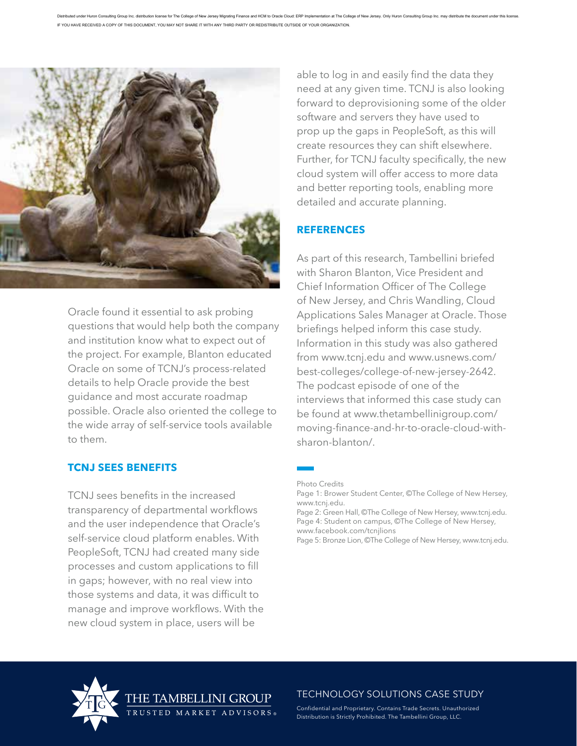Oracle found it essential to ask probing questions that would help both the company and institution know what to expect out of the project. For example, Blanton educated Oracle on some of TCNJ's process-related details to help Oracle provide the best guidance and most accurate roadmap possible. Oracle also oriented the college to the wide array of self-service tools available to them.

## TCNJ SEES BENEFITS

TCNJ sees benefits in the increased transparency of departmental workflows and the user independence that Oracle's self-service cloud platform enables. With PeopleSoft, TCNJ had created many side processes and custom applications to fill in gaps; however, with no real view into those systems and data, it was difficult to manage and improve workflows. With the new cloud system in place, users will be able to log in and easily find the data they need at any given time. TCNJ is also looking forward to deprovisioning some of the older software and servers they have used to prop up the gaps in PeopleSoft, as this will create resources they can shift elsewhere. Further, for TCNJ faculty specifically, the new cloud system will offer access to more data and better reporting tools, enabling more detailed and accurate planning.

## REFERENCES

As part of this research, Tambellini briefed with Sharon Blanton, Vice President and Chief Information Officer of The College of New Jersey, and Chris Wandling, Cloud Applications Sales Manager at Oracle. Those briefings helped inform this case study. Information in this study was also gathered from www.tcnj.edu and www.usnews.com/best-colleges/college-of-new-jersey-2642. The podcast episode of one of the interviews that informed this case study can be found at www.thetambellinigroup.com/moving-finance-and-hr-to-oracle-cloud-with-sharon-blanton/.

Photo Credits
Page 1: Brower Student Center, ©The College of New Hersey, www.tcnj.edu.
Page 2: Green Hall, ©The College of New Hersey, www.tcnj.edu.
Page 4: Student on campus, ©The College of New Hersey, www.facebook.com/tcnjlions
Page 5: Bronze Lion, ©The College of New Hersey, www.tcnj.edu.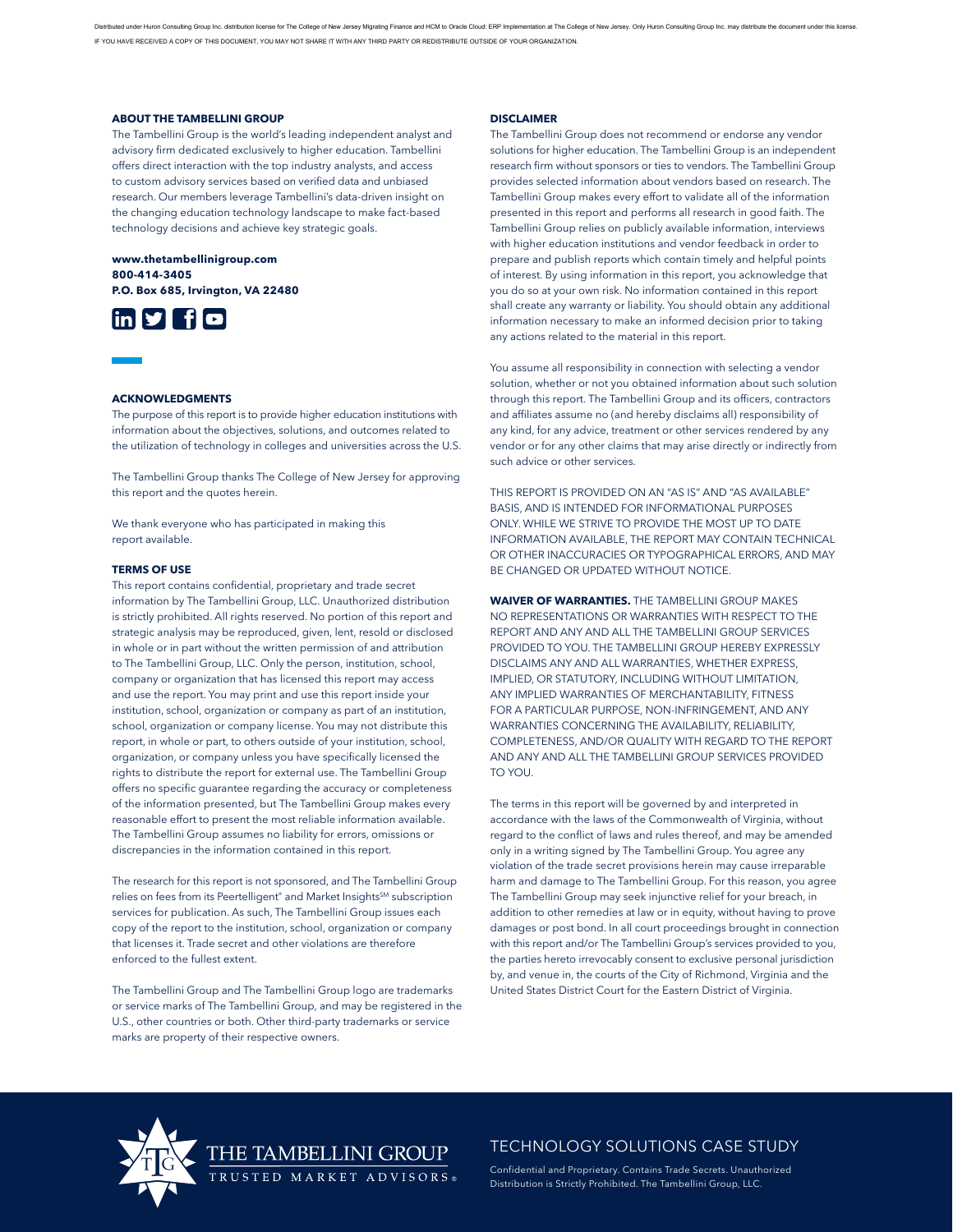Distributed under Huron Consulting Group Inc. distribution license for The College of New Jersey Migrating Finance and HCM to Oracle Cloud: ERP Implementation at The College of New Jersey. Only Huron Consulting Group Inc. may distribute the document under this license.
IF YOU HAVE RECEIVED A COPY OF THIS DOCUMENT, YOU MAY NOT SHARE IT WITH ANY THIRD PARTY OR REDISTRIBUTE OUTSIDE OF YOUR ORGANIZATION.

**ABOUT THE TAMBELLINI GROUP**

The Tambellini Group is the world's leading independent analyst and advisory firm dedicated exclusively to higher education. Tambellini offers direct interaction with the top industry analysts, and access to custom advisory services based on verified data and unbiased research. Our members leverage Tambellini's data-driven insight on the changing education technology landscape to make fact-based technology decisions and achieve key strategic goals.

**www.thetambellinigroup.com**
**800-414-3405**
**P.O. Box 685, Irvington, VA 22480**

**ACKNOWLEDGMENTS**

The purpose of this report is to provide higher education institutions with information about the objectives, solutions, and outcomes related to the utilization of technology in colleges and universities across the U.S.

The Tambellini Group thanks The College of New Jersey for approving this report and the quotes herein.

We thank everyone who has participated in making this report available.

**TERMS OF USE**

This report contains confidential, proprietary and trade secret information by The Tambellini Group, LLC. Unauthorized distribution is strictly prohibited. All rights reserved. No portion of this report and strategic analysis may be reproduced, given, lent, resold or disclosed in whole or in part without the written permission of and attribution to The Tambellini Group, LLC. Only the person, institution, school, company or organization that has licensed this report may access and use the report. You may print and use this report inside your institution, school, organization or company as part of an institution, school, organization or company license. You may not distribute this report, in whole or part, to others outside of your institution, school, organization, or company unless you have specifically licensed the rights to distribute the report for external use. The Tambellini Group offers no specific guarantee regarding the accuracy or completeness of the information presented, but The Tambellini Group makes every reasonable effort to present the most reliable information available. The Tambellini Group assumes no liability for errors, omissions or discrepancies in the information contained in this report.

The research for this report is not sponsored, and The Tambellini Group relies on fees from its Peertelligent® and Market Insights℠ subscription services for publication. As such, The Tambellini Group issues each copy of the report to the institution, school, organization or company that licenses it. Trade secret and other violations are therefore enforced to the fullest extent.

The Tambellini Group and The Tambellini Group logo are trademarks or service marks of The Tambellini Group, and may be registered in the U.S., other countries or both. Other third-party trademarks or service marks are property of their respective owners.

**DISCLAIMER**

The Tambellini Group does not recommend or endorse any vendor solutions for higher education. The Tambellini Group is an independent research firm without sponsors or ties to vendors. The Tambellini Group provides selected information about vendors based on research. The Tambellini Group makes every effort to validate all of the information presented in this report and performs all research in good faith. The Tambellini Group relies on publicly available information, interviews with higher education institutions and vendor feedback in order to prepare and publish reports which contain timely and helpful points of interest. By using information in this report, you acknowledge that you do so at your own risk. No information contained in this report shall create any warranty or liability. You should obtain any additional information necessary to make an informed decision prior to taking any actions related to the material in this report.

You assume all responsibility in connection with selecting a vendor solution, whether or not you obtained information about such solution through this report. The Tambellini Group and its officers, contractors and affiliates assume no (and hereby disclaims all) responsibility of any kind, for any advice, treatment or other services rendered by any vendor or for any other claims that may arise directly or indirectly from such advice or other services.

THIS REPORT IS PROVIDED ON AN "AS IS" AND "AS AVAILABLE" BASIS, AND IS INTENDED FOR INFORMATIONAL PURPOSES ONLY. WHILE WE STRIVE TO PROVIDE THE MOST UP TO DATE INFORMATION AVAILABLE, THE REPORT MAY CONTAIN TECHNICAL OR OTHER INACCURACIES OR TYPOGRAPHICAL ERRORS, AND MAY BE CHANGED OR UPDATED WITHOUT NOTICE.

**WAIVER OF WARRANTIES.** THE TAMBELLINI GROUP MAKES NO REPRESENTATIONS OR WARRANTIES WITH RESPECT TO THE REPORT AND ANY AND ALL THE TAMBELLINI GROUP SERVICES PROVIDED TO YOU. THE TAMBELLINI GROUP HEREBY EXPRESSLY DISCLAIMS ANY AND ALL WARRANTIES, WHETHER EXPRESS, IMPLIED, OR STATUTORY, INCLUDING WITHOUT LIMITATION, ANY IMPLIED WARRANTIES OF MERCHANTABILITY, FITNESS FOR A PARTICULAR PURPOSE, NON-INFRINGEMENT, AND ANY WARRANTIES CONCERNING THE AVAILABILITY, RELIABILITY, COMPLETENESS, AND/OR QUALITY WITH REGARD TO THE REPORT AND ANY AND ALL THE TAMBELLINI GROUP SERVICES PROVIDED TO YOU.

The terms in this report will be governed by and interpreted in accordance with the laws of the Commonwealth of Virginia, without regard to the conflict of laws and rules thereof, and may be amended only in a writing signed by The Tambellini Group. You agree any violation of the trade secret provisions herein may cause irreparable harm and damage to The Tambellini Group. For this reason, you agree The Tambellini Group may seek injunctive relief for your breach, in addition to other remedies at law or in equity, without having to prove damages or post bond. In all court proceedings brought in connection with this report and/or The Tambellini Group's services provided to you, the parties hereto irrevocably consent to exclusive personal jurisdiction by, and venue in, the courts of the City of Richmond, Virginia and the United States District Court for the Eastern District of Virginia.

THE TAMBELLINI GROUP
TRUSTED MARKET ADVISORS®

TECHNOLOGY SOLUTIONS CASE STUDY

Confidential and Proprietary. Contains Trade Secrets. Unauthorized Distribution is Strictly Prohibited. The Tambellini Group, LLC.